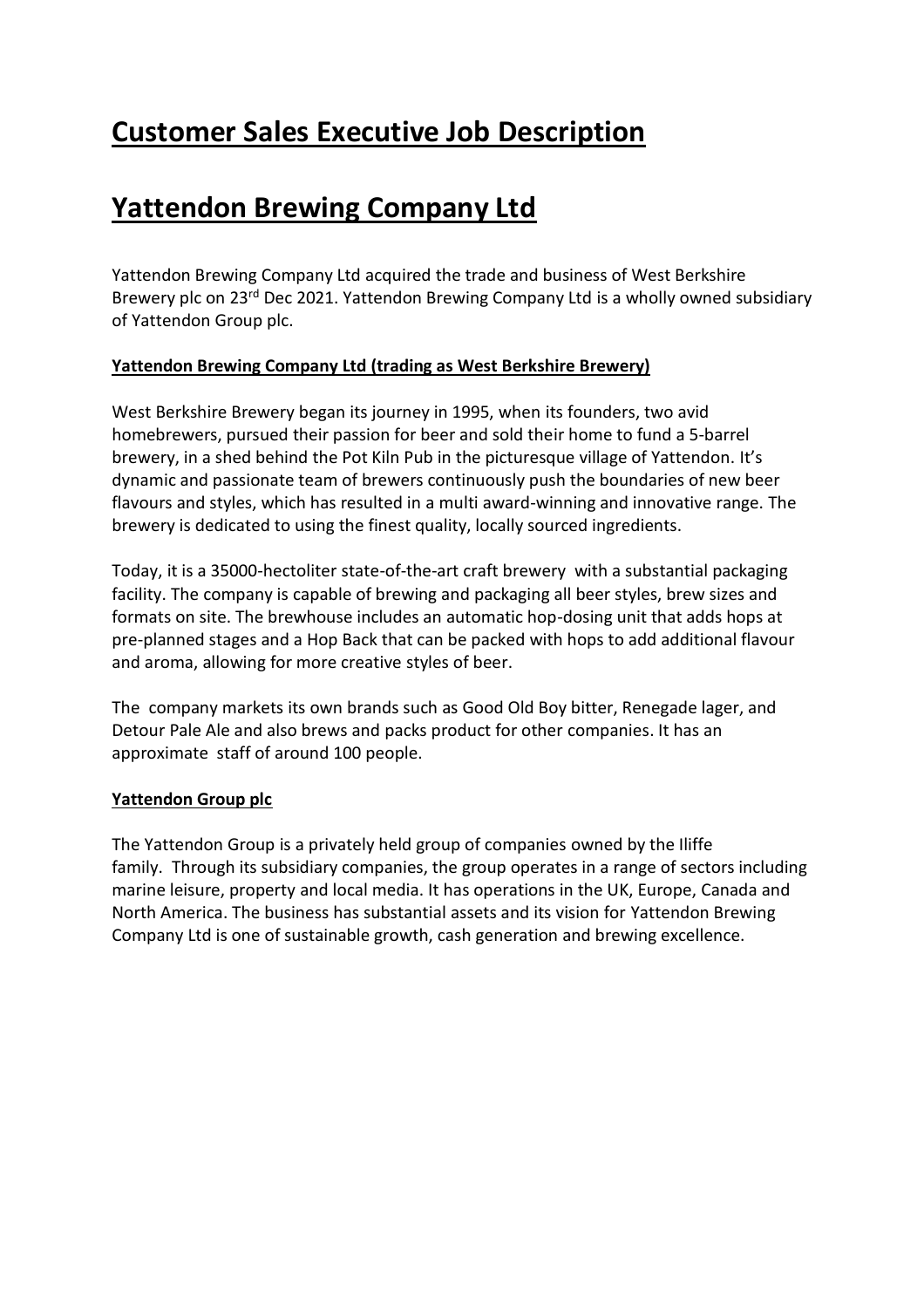# Customer Sales Executive Job Description

# Yattendon Brewing Company Ltd

Yattendon Brewing Company Ltd acquired the trade and business of West Berkshire Brewery plc on 23rd Dec 2021. Yattendon Brewing Company Ltd is a wholly owned subsidiary of Yattendon Group plc.

### Yattendon Brewing Company Ltd (trading as West Berkshire Brewery)

West Berkshire Brewery began its journey in 1995, when its founders, two avid homebrewers, pursued their passion for beer and sold their home to fund a 5-barrel brewery, in a shed behind the Pot Kiln Pub in the picturesque village of Yattendon. It's dynamic and passionate team of brewers continuously push the boundaries of new beer flavours and styles, which has resulted in a multi award-winning and innovative range. The brewery is dedicated to using the finest quality, locally sourced ingredients.

Today, it is a 35000-hectoliter state-of-the-art craft brewery with a substantial packaging facility. The company is capable of brewing and packaging all beer styles, brew sizes and formats on site. The brewhouse includes an automatic hop-dosing unit that adds hops at pre-planned stages and a Hop Back that can be packed with hops to add additional flavour and aroma, allowing for more creative styles of beer.

The company markets its own brands such as Good Old Boy bitter, Renegade lager, and Detour Pale Ale and also brews and packs product for other companies. It has an approximate staff of around 100 people.

### Yattendon Group plc

The Yattendon Group is a privately held group of companies owned by the Iliffe family. Through its subsidiary companies, the group operates in a range of sectors including marine leisure, property and local media. It has operations in the UK, Europe, Canada and North America. The business has substantial assets and its vision for Yattendon Brewing Company Ltd is one of sustainable growth, cash generation and brewing excellence.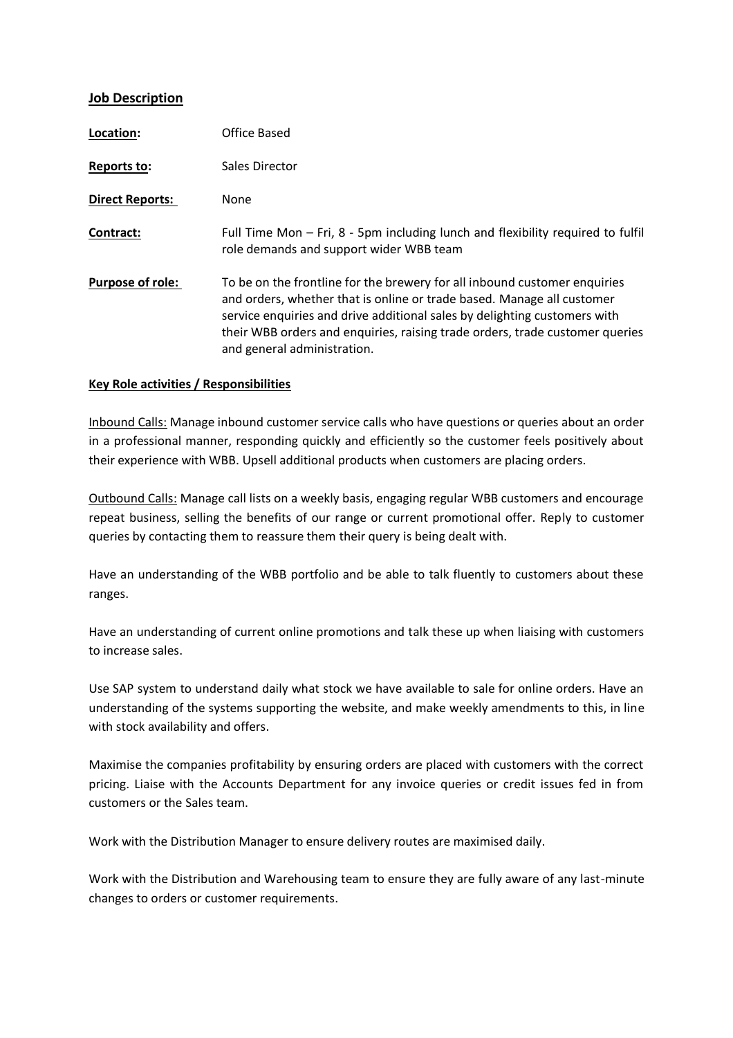**Job Description**

**Location:** Office Based

**Reports to:** Sales Director

**Direct Reports:** None

**Contract:** Full Time Mon – Fri, 8 - 5pm including lunch and flexibility required to fulfil role demands and support wider WBB team

**Purpose of role:** To be on the frontline for the brewery for all inbound customer enquiries and orders, whether that is online or trade based. Manage all customer service enquiries and drive additional sales by delighting customers with their WBB orders and enquiries, raising trade orders, trade customer queries and general administration.

**Key Role activities / Responsibilities**

Inbound Calls: Manage inbound customer service calls who have questions or queries about an order in a professional manner, responding quickly and efficiently so the customer feels positively about their experience with WBB. Upsell additional products when customers are placing orders.

Outbound Calls: Manage call lists on a weekly basis, engaging regular WBB customers and encourage repeat business, selling the benefits of our range or current promotional offer. Reply to customer queries by contacting them to reassure them their query is being dealt with.

Have an understanding of the WBB portfolio and be able to talk fluently to customers about these ranges.

Have an understanding of current online promotions and talk these up when liaising with customers to increase sales.

Use SAP system to understand daily what stock we have available to sale for online orders. Have an understanding of the systems supporting the website, and make weekly amendments to this, in line with stock availability and offers.

Maximise the companies profitability by ensuring orders are placed with customers with the correct pricing. Liaise with the Accounts Department for any invoice queries or credit issues fed in from customers or the Sales team.

Work with the Distribution Manager to ensure delivery routes are maximised daily.

Work with the Distribution and Warehousing team to ensure they are fully aware of any last-minute changes to orders or customer requirements.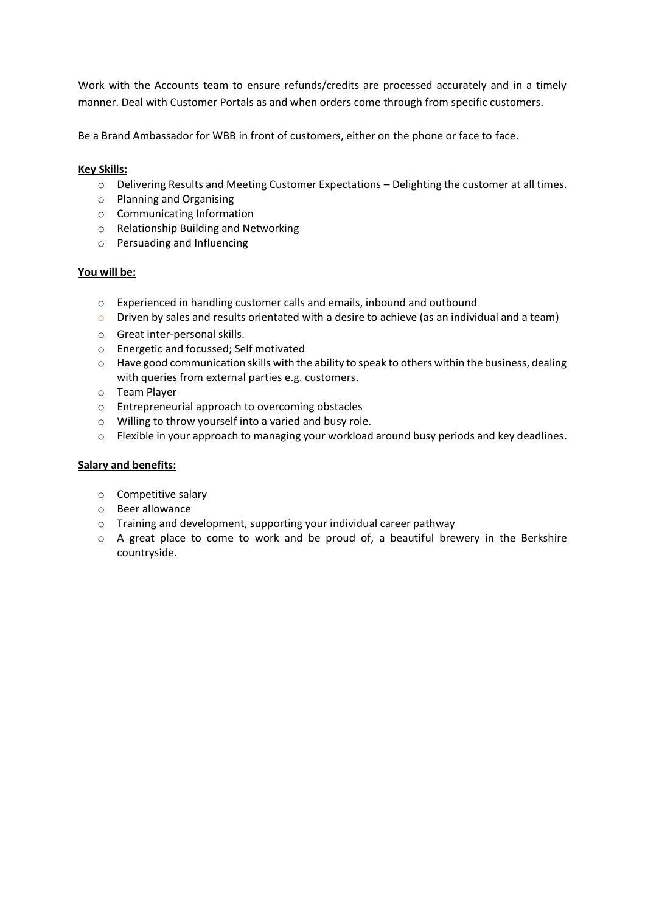Work with the Accounts team to ensure refunds/credits are processed accurately and in a timely manner. Deal with Customer Portals as and when orders come through from specific customers.

Be a Brand Ambassador for WBB in front of customers, either on the phone or face to face.

**Key Skills:**

- Delivering Results and Meeting Customer Expectations – Delighting the customer at all times.
- Planning and Organising
- Communicating Information
- Relationship Building and Networking
- Persuading and Influencing

**You will be:**

- Experienced in handling customer calls and emails, inbound and outbound
- Driven by sales and results orientated with a desire to achieve (as an individual and a team)
- Great inter-personal skills.
- Energetic and focussed; Self motivated
- Have good communication skills with the ability to speak to others within the business, dealing with queries from external parties e.g. customers.
- Team Player
- Entrepreneurial approach to overcoming obstacles
- Willing to throw yourself into a varied and busy role.
- Flexible in your approach to managing your workload around busy periods and key deadlines.

**Salary and benefits:**

- Competitive salary
- Beer allowance
- Training and development, supporting your individual career pathway
- A great place to come to work and be proud of, a beautiful brewery in the Berkshire countryside.